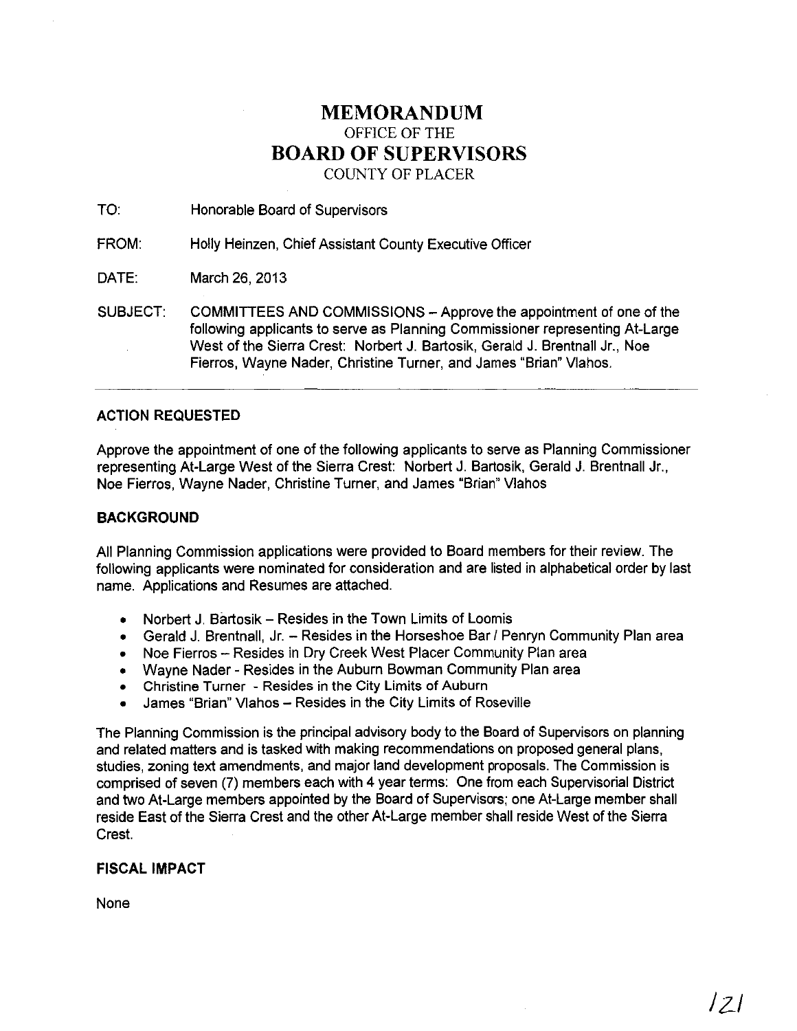# MEMORANDUM

OFFICE OF THE

# BOARD OF SUPERVISORS

COUNTY OF PLACER

TO: Honorable Board of Supervisors

FROM: Holly Heinzen, Chief Assistant County Executive Officer

DATE: March 26, 2013

SUBJECT: COMMITTEES AND COMMISSIONS – Approve the appointment of one of the following applicants to serve as Planning Commissioner representing At-Large West of the Sierra Crest: Norbert J. Bartosik, Gerald J. Brentnall Jr., Noe Fierros, Wayne Nader, Christine Turner, and James "Brian" Vlahos.

---

## ACTION REQUESTED

Approve the appointment of one of the following applicants to serve as Planning Commissioner representing At-Large West of the Sierra Crest: Norbert J. Bartosik, Gerald J. Brentnall Jr., Noe Fierros, Wayne Nader, Christine Turner, and James "Brian" Vlahos

## BACKGROUND

All Planning Commission applications were provided to Board members for their review. The following applicants were nominated for consideration and are listed in alphabetical order by last name. Applications and Resumes are attached.

- Norbert J. Bartosik – Resides in the Town Limits of Loomis
- Gerald J. Brentnall, Jr. – Resides in the Horseshoe Bar / Penryn Community Plan area
- Noe Fierros – Resides in Dry Creek West Placer Community Plan area
- Wayne Nader - Resides in the Auburn Bowman Community Plan area
- Christine Turner - Resides in the City Limits of Auburn
- James "Brian" Vlahos – Resides in the City Limits of Roseville

The Planning Commission is the principal advisory body to the Board of Supervisors on planning and related matters and is tasked with making recommendations on proposed general plans, studies, zoning text amendments, and major land development proposals. The Commission is comprised of seven (7) members each with 4 year terms: One from each Supervisorial District and two At-Large members appointed by the Board of Supervisors; one At-Large member shall reside East of the Sierra Crest and the other At-Large member shall reside West of the Sierra Crest.

## FISCAL IMPACT

None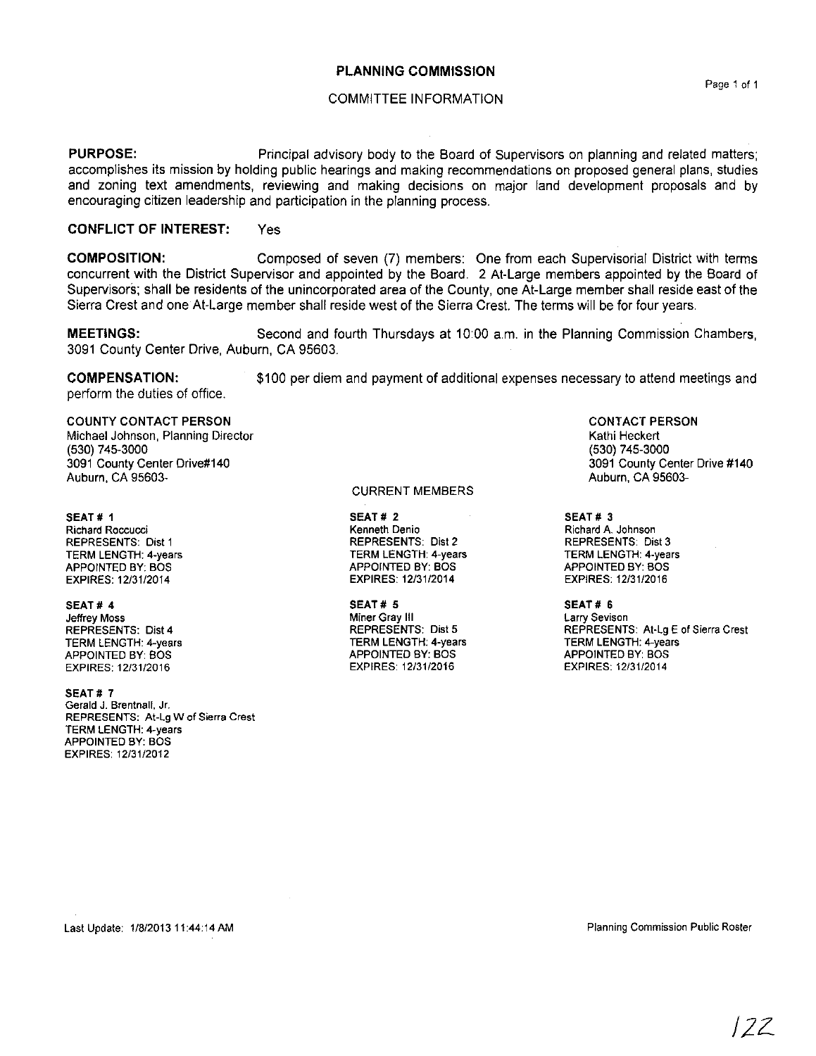# PLANNING COMMISSION

## COMMITTEE INFORMATION

**PURPOSE:** Principal advisory body to the Board of Supervisors on planning and related matters; accomplishes its mission by holding public hearings and making recommendations on proposed general plans, studies and zoning text amendments, reviewing and making decisions on major land development proposals and by encouraging citizen leadership and participation in the planning process.

**CONFLICT OF INTEREST:** Yes

**COMPOSITION:** Composed of seven (7) members: One from each Supervisorial District with terms concurrent with the District Supervisor and appointed by the Board. 2 At-Large members appointed by the Board of Supervisors; shall be residents of the unincorporated area of the County, one At-Large member shall reside east of the Sierra Crest and one At-Large member shall reside west of the Sierra Crest. The terms will be for four years.

**MEETINGS:** Second and fourth Thursdays at 10:00 a.m. in the Planning Commission Chambers, 3091 County Center Drive, Auburn, CA 95603.

**COMPENSATION:** $100 per diem and payment of additional expenses necessary to attend meetings and perform the duties of office.

**COUNTY CONTACT PERSON**
Michael Johnson, Planning Director
(530) 745-3000
3091 County Center Drive#140
Auburn, CA 95603-

**CONTACT PERSON**
Kathi Heckert
(530) 745-3000
3091 County Center Drive #140
Auburn, CA 95603-

### CURRENT MEMBERS

**SEAT # 1**
Richard Roccucci
REPRESENTS: Dist 1
TERM LENGTH: 4-years
APPOINTED BY: BOS
EXPIRES: 12/31/2014

**SEAT # 2**
Kenneth Denio
REPRESENTS: Dist 2
TERM LENGTH: 4-years
APPOINTED BY: BOS
EXPIRES: 12/31/2014

**SEAT # 3**
Richard A. Johnson
REPRESENTS: Dist 3
TERM LENGTH: 4-years
APPOINTED BY: BOS
EXPIRES: 12/31/2016

**SEAT # 4**
Jeffrey Moss
REPRESENTS: Dist 4
TERM LENGTH: 4-years
APPOINTED BY: BOS
EXPIRES: 12/31/2016

**SEAT # 5**
Miner Gray III
REPRESENTS: Dist 5
TERM LENGTH: 4-years
APPOINTED BY: BOS
EXPIRES: 12/31/2016

**SEAT # 6**
Larry Sevison
REPRESENTS: At-Lg E of Sierra Crest
TERM LENGTH: 4-years
APPOINTED BY: BOS
EXPIRES: 12/31/2014

**SEAT # 7**
Gerald J. Brentnall, Jr.
REPRESENTS: At-Lg W of Sierra Crest
TERM LENGTH: 4-years
APPOINTED BY: BOS
EXPIRES: 12/31/2012

Last Update: 1/8/2013 11:44:14 AM

Planning Commission Public Roster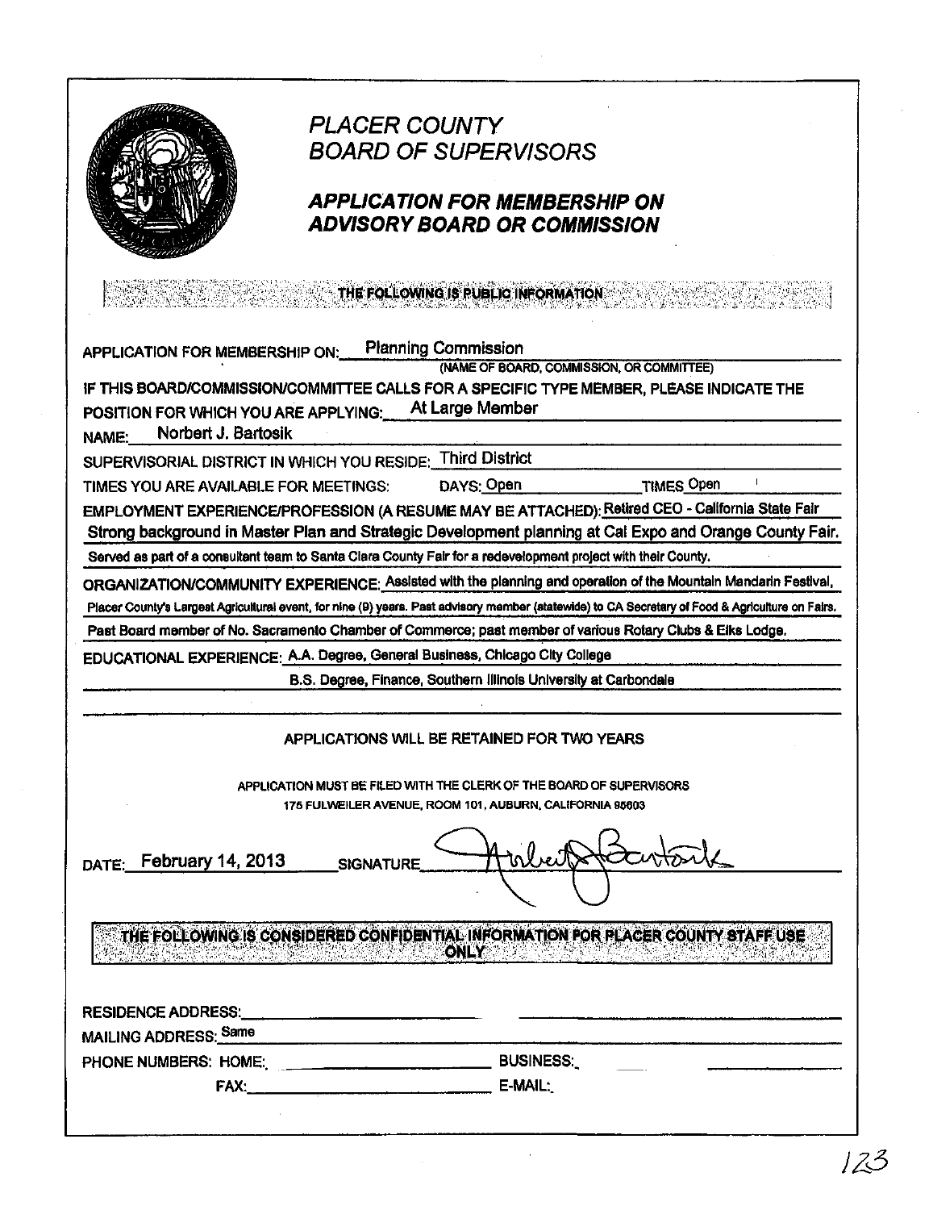# PLACER COUNTY
# BOARD OF SUPERVISORS

## *APPLICATION FOR MEMBERSHIP ON ADVISORY BOARD OR COMMISSION*

**THE FOLLOWING IS PUBLIC INFORMATION**

APPLICATION FOR MEMBERSHIP ON: Planning Commission
(NAME OF BOARD, COMMISSION, OR COMMITTEE)

IF THIS BOARD/COMMISSION/COMMITTEE CALLS FOR A SPECIFIC TYPE MEMBER, PLEASE INDICATE THE POSITION FOR WHICH YOU ARE APPLYING: At Large Member

NAME: Norbert J. Bartosik

SUPERVISORIAL DISTRICT IN WHICH YOU RESIDE: Third District

TIMES YOU ARE AVAILABLE FOR MEETINGS: DAYS: Open TIMES Open

EMPLOYMENT EXPERIENCE/PROFESSION (A RESUME MAY BE ATTACHED): Retired CEO - California State Fair
Strong background in Master Plan and Strategic Development planning at Cal Expo and Orange County Fair.
Served as part of a consultant team to Santa Clara County Fair for a redevelopment project with their County.

ORGANIZATION/COMMUNITY EXPERIENCE: Assisted with the planning and operation of the Mountain Mandarin Festival, Placer County's Largest Agricultural event, for nine (9) years. Past advisory member (statewide) to CA Secretary of Food & Agriculture on Fairs.
Past Board member of No. Sacramento Chamber of Commerce; past member of various Rotary Clubs & Elks Lodge.

EDUCATIONAL EXPERIENCE: A.A. Degree, General Business, Chicago City College
B.S. Degree, Finance, Southern Illinois University at Carbondale

APPLICATIONS WILL BE RETAINED FOR TWO YEARS

APPLICATION MUST BE FILED WITH THE CLERK OF THE BOARD OF SUPERVISORS
175 FULWEILER AVENUE, ROOM 101, AUBURN, CALIFORNIA 95603

DATE: February 14, 2013 SIGNATURE [signature]

**THE FOLLOWING IS CONSIDERED CONFIDENTIAL INFORMATION FOR PLACER COUNTY STAFF USE ONLY**

RESIDENCE ADDRESS:

MAILING ADDRESS: Same

PHONE NUMBERS: HOME: BUSINESS:

FAX: E-MAIL: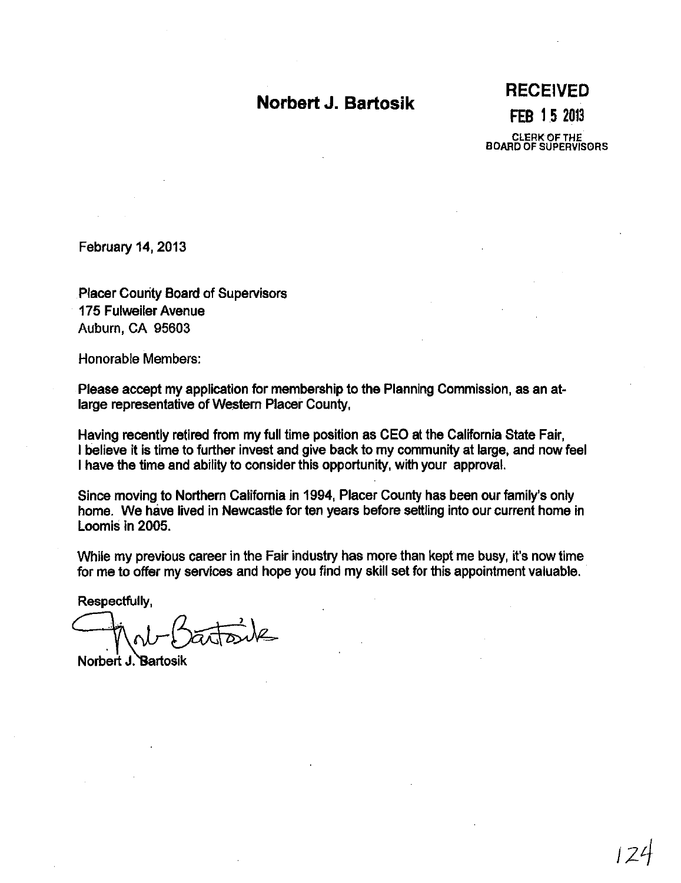# Norbert J. Bartosik

**RECEIVED**
**FEB 15 2013**
CLERK OF THE
BOARD OF SUPERVISORS

February 14, 2013

Placer County Board of Supervisors
175 Fulweiler Avenue
Auburn, CA 95603

Honorable Members:

Please accept my application for membership to the Planning Commission, as an at-large representative of Western Placer County,

Having recently retired from my full time position as CEO at the California State Fair, I believe it is time to further invest and give back to my community at large, and now feel I have the time and ability to consider this opportunity, with your approval.

Since moving to Northern California in 1994, Placer County has been our family's only home. We have lived in Newcastle for ten years before settling into our current home in Loomis in 2005.

While my previous career in the Fair industry has more than kept me busy, it's now time for me to offer my services and hope you find my skill set for this appointment valuable.

Respectfully,

Norb Bartosik

Norbert J. Bartosik

124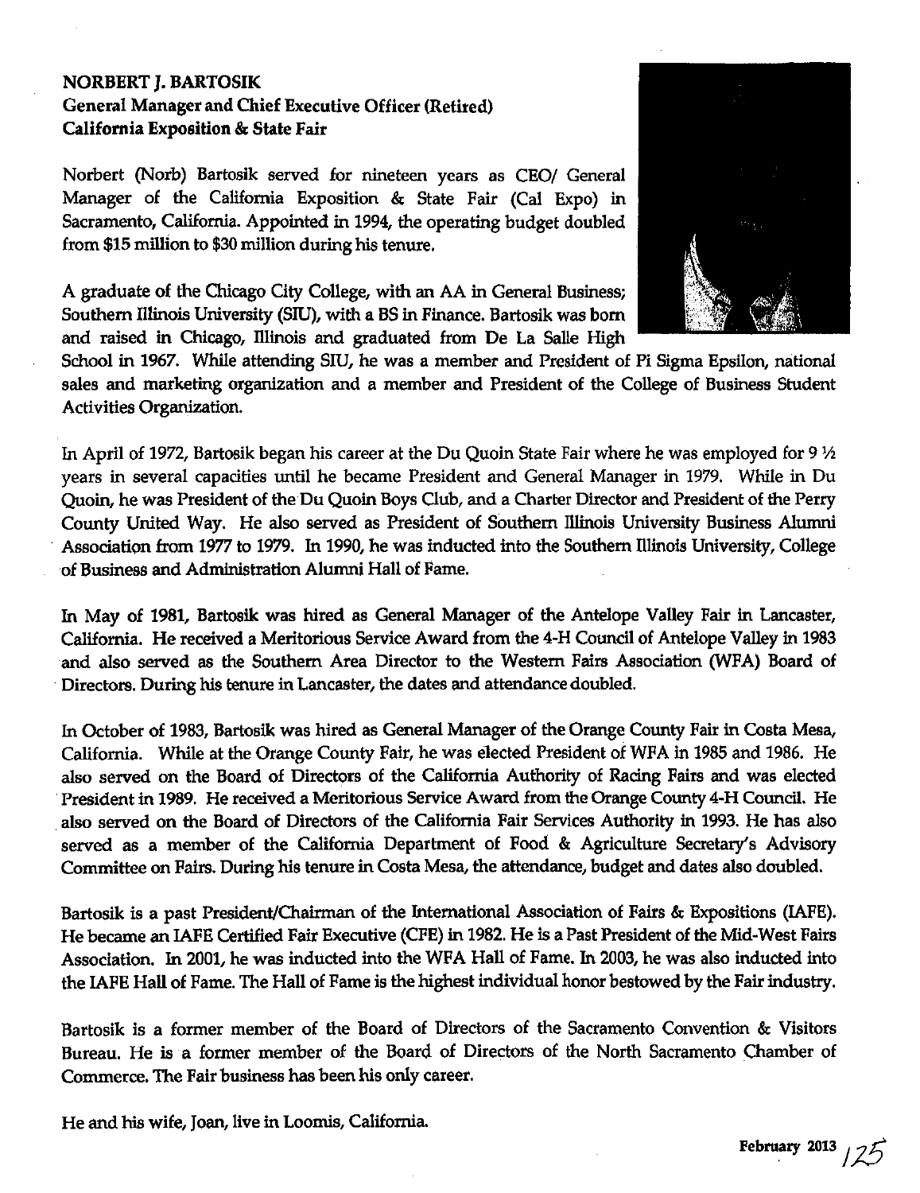**NORBERT J. BARTOSIK**
**General Manager and Chief Executive Officer (Retired)**
**California Exposition & State Fair**

Norbert (Norb) Bartosik served for nineteen years as CEO/ General Manager of the California Exposition & State Fair (Cal Expo) in Sacramento, California. Appointed in 1994, the operating budget doubled from $15 million to $30 million during his tenure.

A graduate of the Chicago City College, with an AA in General Business; Southern Illinois University (SIU), with a BS in Finance. Bartosik was born and raised in Chicago, Illinois and graduated from De La Salle High School in 1967. While attending SIU, he was a member and President of Pi Sigma Epsilon, national sales and marketing organization and a member and President of the College of Business Student Activities Organization.

In April of 1972, Bartosik began his career at the Du Quoin State Fair where he was employed for 9 ½ years in several capacities until he became President and General Manager in 1979. While in Du Quoin, he was President of the Du Quoin Boys Club, and a Charter Director and President of the Perry County United Way. He also served as President of Southern Illinois University Business Alumni Association from 1977 to 1979. In 1990, he was inducted into the Southern Illinois University, College of Business and Administration Alumni Hall of Fame.

In May of 1981, Bartosik was hired as General Manager of the Antelope Valley Fair in Lancaster, California. He received a Meritorious Service Award from the 4-H Council of Antelope Valley in 1983 and also served as the Southern Area Director to the Western Fairs Association (WFA) Board of Directors. During his tenure in Lancaster, the dates and attendance doubled.

In October of 1983, Bartosik was hired as General Manager of the Orange County Fair in Costa Mesa, California. While at the Orange County Fair, he was elected President of WFA in 1985 and 1986. He also served on the Board of Directors of the California Authority of Racing Fairs and was elected President in 1989. He received a Meritorious Service Award from the Orange County 4-H Council. He also served on the Board of Directors of the California Fair Services Authority in 1993. He has also served as a member of the California Department of Food & Agriculture Secretary's Advisory Committee on Fairs. During his tenure in Costa Mesa, the attendance, budget and dates also doubled.

Bartosik is a past President/Chairman of the International Association of Fairs & Expositions (IAFE). He became an IAFE Certified Fair Executive (CFE) in 1982. He is a Past President of the Mid-West Fairs Association. In 2001, he was inducted into the WFA Hall of Fame. In 2003, he was also inducted into the IAFE Hall of Fame. The Hall of Fame is the highest individual honor bestowed by the Fair industry.

Bartosik is a former member of the Board of Directors of the Sacramento Convention & Visitors Bureau. He is a former member of the Board of Directors of the North Sacramento Chamber of Commerce. The Fair business has been his only career.

He and his wife, Joan, live in Loomis, California.

February 2013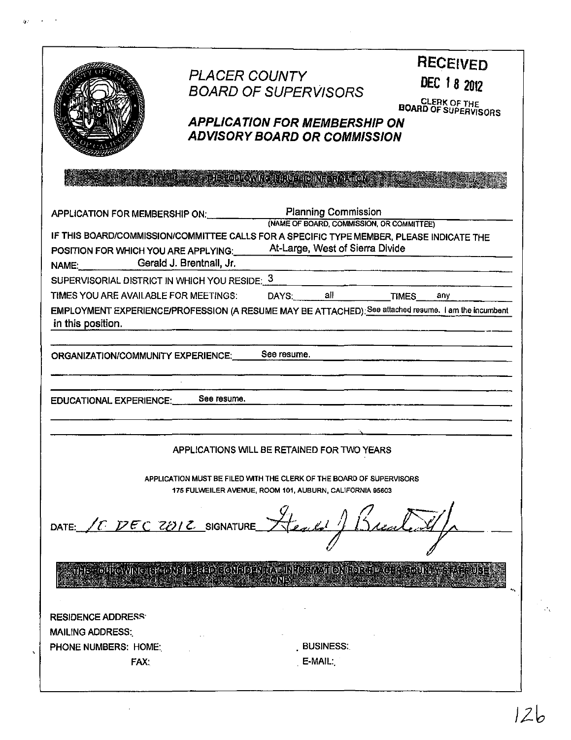# PLACER COUNTY
# BOARD OF SUPERVISORS

**RECEIVED**
**DEC 18 2012**
CLERK OF THE BOARD OF SUPERVISORS

## *APPLICATION FOR MEMBERSHIP ON ADVISORY BOARD OR COMMISSION*

**THE FOLLOWING IS PUBLIC INFORMATION**

APPLICATION FOR MEMBERSHIP ON: Planning Commission
(NAME OF BOARD, COMMISSION, OR COMMITTEE)

IF THIS BOARD/COMMISSION/COMMITTEE CALLS FOR A SPECIFIC TYPE MEMBER, PLEASE INDICATE THE POSITION FOR WHICH YOU ARE APPLYING: At-Large, West of Sierra Divide

NAME: Gerald J. Brentnall, Jr.

SUPERVISORIAL DISTRICT IN WHICH YOU RESIDE: 3

TIMES YOU ARE AVAILABLE FOR MEETINGS: DAYS: all TIMES any

EMPLOYMENT EXPERIENCE/PROFESSION (A RESUME MAY BE ATTACHED): See attached resume. I am the incumbent in this position.

ORGANIZATION/COMMUNITY EXPERIENCE: See resume.

EDUCATIONAL EXPERIENCE: See resume.

APPLICATIONS WILL BE RETAINED FOR TWO YEARS

APPLICATION MUST BE FILED WITH THE CLERK OF THE BOARD OF SUPERVISORS
175 FULWEILER AVENUE, ROOM 101, AUBURN, CALIFORNIA 95603

DATE: 16 DEC 2012 SIGNATURE Gerald J Brentnall Jr

**THE FOLLOWING IS CONSIDERED CONFIDENTIAL INFORMATION FOR PLACER COUNTY STAFF USE ONLY**

RESIDENCE ADDRESS:
MAILING ADDRESS:
PHONE NUMBERS: HOME: BUSINESS:
FAX: E-MAIL: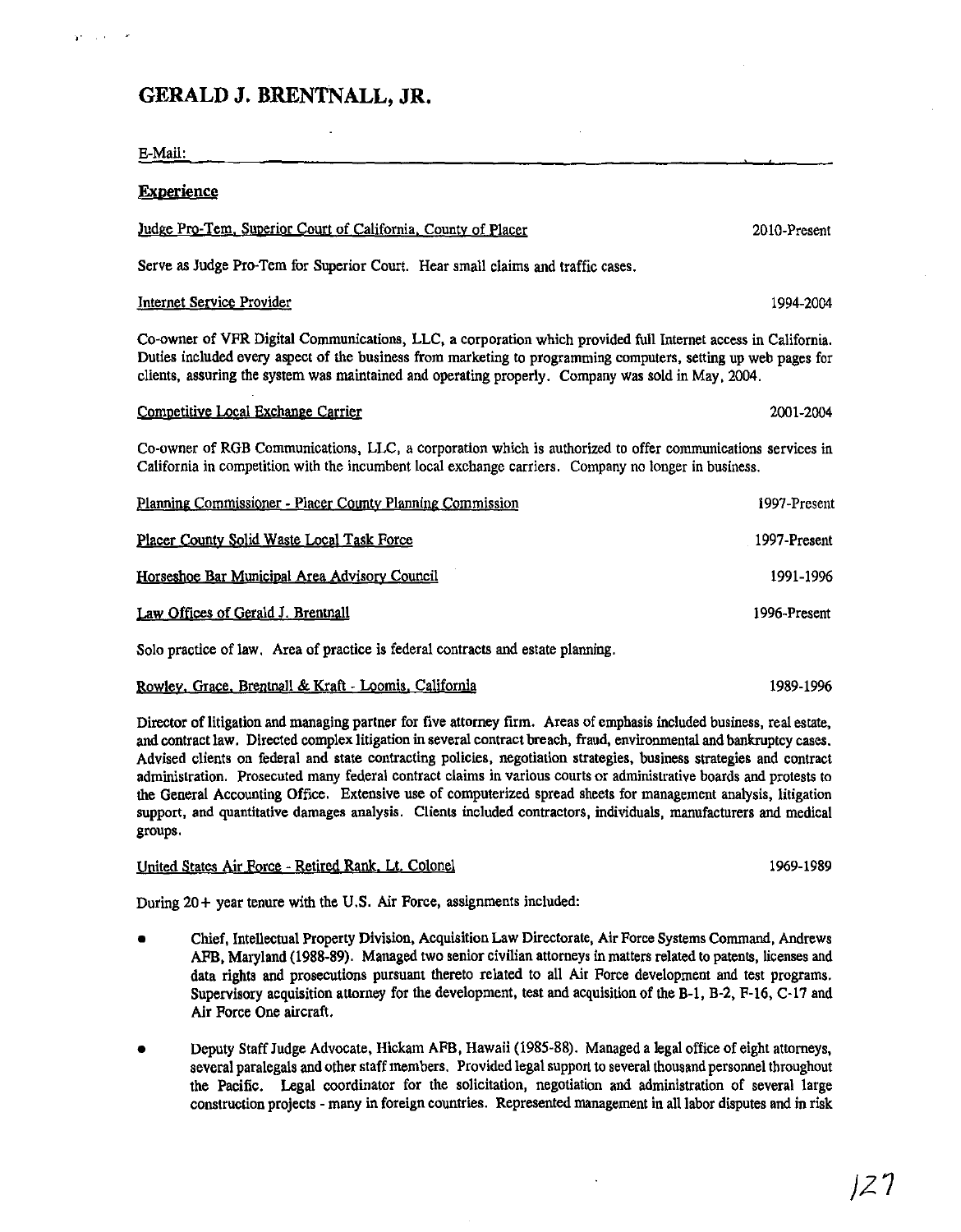# GERALD J. BRENTNALL, JR.

E-Mail:

## Experience

Judge Pro-Tem, Superior Court of California, County of Placer — 2010-Present

Serve as Judge Pro-Tem for Superior Court. Hear small claims and traffic cases.

Internet Service Provider — 1994-2004

Co-owner of VFR Digital Communications, LLC, a corporation which provided full Internet access in California. Duties included every aspect of the business from marketing to programming computers, setting up web pages for clients, assuring the system was maintained and operating properly. Company was sold in May, 2004.

Competitive Local Exchange Carrier — 2001-2004

Co-owner of RGB Communications, LLC, a corporation which is authorized to offer communications services in California in competition with the incumbent local exchange carriers. Company no longer in business.

Planning Commissioner - Placer County Planning Commission — 1997-Present

Placer County Solid Waste Local Task Force — 1997-Present

Horseshoe Bar Municipal Area Advisory Council — 1991-1996

Law Offices of Gerald J. Brentnall — 1996-Present

Solo practice of law. Area of practice is federal contracts and estate planning.

Rowley, Grace, Brentnall & Kraft - Loomis, California — 1989-1996

Director of litigation and managing partner for five attorney firm. Areas of emphasis included business, real estate, and contract law. Directed complex litigation in several contract breach, fraud, environmental and bankruptcy cases. Advised clients on federal and state contracting policies, negotiation strategies, business strategies and contract administration. Prosecuted many federal contract claims in various courts or administrative boards and protests to the General Accounting Office. Extensive use of computerized spread sheets for management analysis, litigation support, and quantitative damages analysis. Clients included contractors, individuals, manufacturers and medical groups.

United States Air Force - Retired Rank, Lt. Colonel — 1969-1989

During 20+ year tenure with the U.S. Air Force, assignments included:

- Chief, Intellectual Property Division, Acquisition Law Directorate, Air Force Systems Command, Andrews AFB, Maryland (1988-89). Managed two senior civilian attorneys in matters related to patents, licenses and data rights and prosecutions pursuant thereto related to all Air Force development and test programs. Supervisory acquisition attorney for the development, test and acquisition of the B-1, B-2, F-16, C-17 and Air Force One aircraft.
- Deputy Staff Judge Advocate, Hickam AFB, Hawaii (1985-88). Managed a legal office of eight attorneys, several paralegals and other staff members. Provided legal support to several thousand personnel throughout the Pacific. Legal coordinator for the solicitation, negotiation and administration of several large construction projects - many in foreign countries. Represented management in all labor disputes and in risk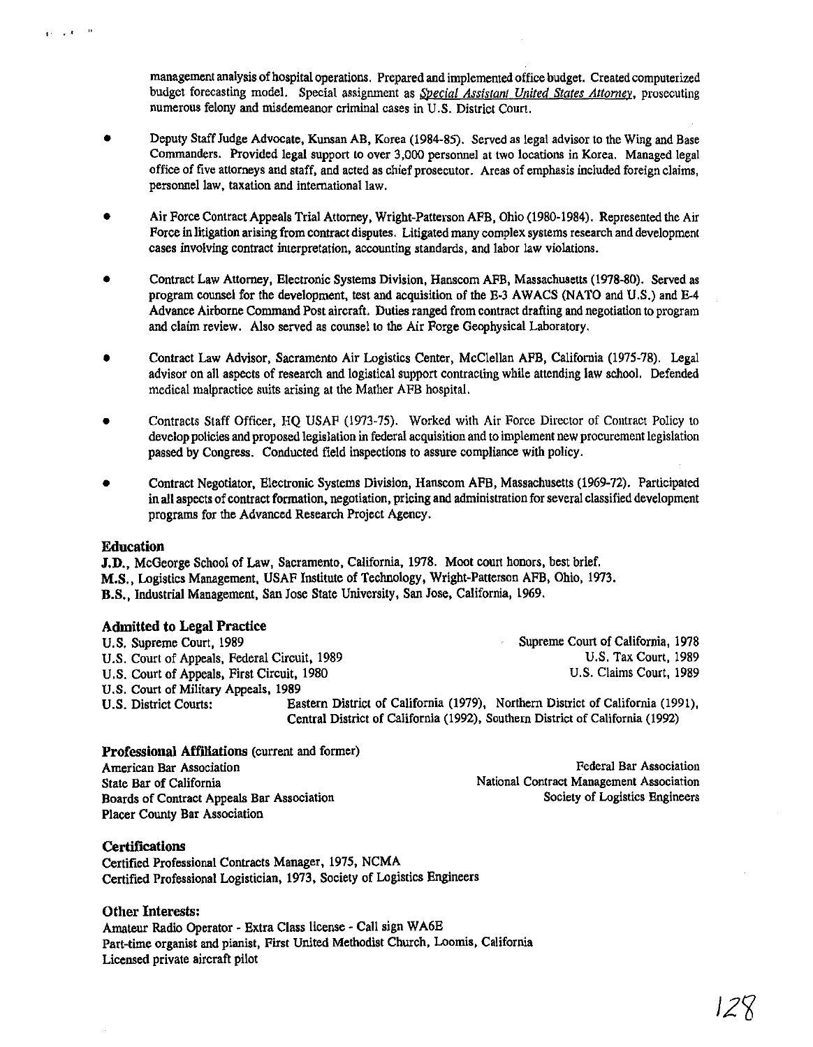management analysis of hospital operations. Prepared and implemented office budget. Created computerized budget forecasting model. Special assignment as *Special Assistant United States Attorney*, prosecuting numerous felony and misdemeanor criminal cases in U.S. District Court.

- Deputy Staff Judge Advocate, Kunsan AB, Korea (1984-85). Served as legal advisor to the Wing and Base Commanders. Provided legal support to over 3,000 personnel at two locations in Korea. Managed legal office of five attorneys and staff, and acted as chief prosecutor. Areas of emphasis included foreign claims, personnel law, taxation and international law.

- Air Force Contract Appeals Trial Attorney, Wright-Patterson AFB, Ohio (1980-1984). Represented the Air Force in litigation arising from contract disputes. Litigated many complex systems research and development cases involving contract interpretation, accounting standards, and labor law violations.

- Contract Law Attorney, Electronic Systems Division, Hanscom AFB, Massachusetts (1978-80). Served as program counsel for the development, test and acquisition of the E-3 AWACS (NATO and U.S.) and E-4 Advance Airborne Command Post aircraft. Duties ranged from contract drafting and negotiation to program and claim review. Also served as counsel to the Air Forge Geophysical Laboratory.

- Contract Law Advisor, Sacramento Air Logistics Center, McClellan AFB, California (1975-78). Legal advisor on all aspects of research and logistical support contracting while attending law school. Defended medical malpractice suits arising at the Mather AFB hospital.

- Contracts Staff Officer, HQ USAF (1973-75). Worked with Air Force Director of Contract Policy to develop policies and proposed legislation in federal acquisition and to implement new procurement legislation passed by Congress. Conducted field inspections to assure compliance with policy.

- Contract Negotiator, Electronic Systems Division, Hanscom AFB, Massachusetts (1969-72). Participated in all aspects of contract formation, negotiation, pricing and administration for several classified development programs for the Advanced Research Project Agency.

## Education

**J.D.**, McGeorge School of Law, Sacramento, California, 1978. Moot court honors, best brief.
**M.S.**, Logistics Management, USAF Institute of Technology, Wright-Patterson AFB, Ohio, 1973.
**B.S.**, Industrial Management, San Jose State University, San Jose, California, 1969.

## Admitted to Legal Practice

U.S. Supreme Court, 1989
U.S. Court of Appeals, Federal Circuit, 1989
U.S. Court of Appeals, First Circuit, 1980
U.S. Court of Military Appeals, 1989
Supreme Court of California, 1978
U.S. Tax Court, 1989
U.S. Claims Court, 1989
U.S. District Courts: Eastern District of California (1979), Northern District of California (1991), Central District of California (1992), Southern District of California (1992)

## Professional Affiliations (current and former)

American Bar Association
State Bar of California
Boards of Contract Appeals Bar Association
Placer County Bar Association
Federal Bar Association
National Contract Management Association
Society of Logistics Engineers

## Certifications

Certified Professional Contracts Manager, 1975, NCMA
Certified Professional Logistician, 1973, Society of Logistics Engineers

## Other Interests:

Amateur Radio Operator - Extra Class license - Call sign WA6E
Part-time organist and pianist, First United Methodist Church, Loomis, California
Licensed private aircraft pilot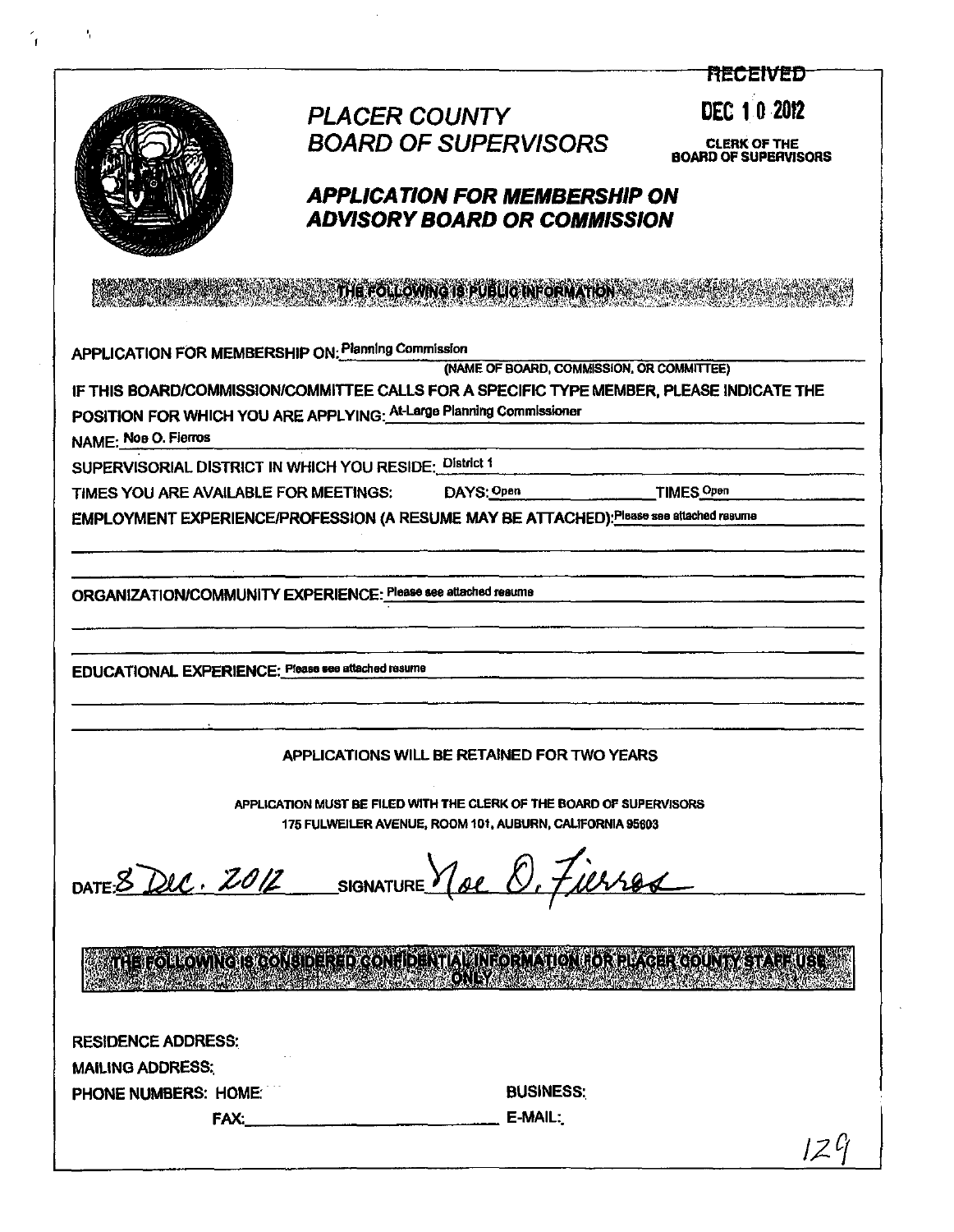RECEIVED

DEC 10 2012

CLERK OF THE BOARD OF SUPERVISORS

# *PLACER COUNTY BOARD OF SUPERVISORS*

## *APPLICATION FOR MEMBERSHIP ON ADVISORY BOARD OR COMMISSION*

**THE FOLLOWING IS PUBLIC INFORMATION**

APPLICATION FOR MEMBERSHIP ON: Planning Commission
(NAME OF BOARD, COMMISSION, OR COMMITTEE)

IF THIS BOARD/COMMISSION/COMMITTEE CALLS FOR A SPECIFIC TYPE MEMBER, PLEASE INDICATE THE POSITION FOR WHICH YOU ARE APPLYING: At-Large Planning Commissioner

NAME: Noe O. Fierros

SUPERVISORIAL DISTRICT IN WHICH YOU RESIDE: District 1

TIMES YOU ARE AVAILABLE FOR MEETINGS: DAYS: Open TIMES: Open

EMPLOYMENT EXPERIENCE/PROFESSION (A RESUME MAY BE ATTACHED): Please see attached resume

ORGANIZATION/COMMUNITY EXPERIENCE: Please see attached resume

EDUCATIONAL EXPERIENCE: Please see attached resume

APPLICATIONS WILL BE RETAINED FOR TWO YEARS

APPLICATION MUST BE FILED WITH THE CLERK OF THE BOARD OF SUPERVISORS
175 FULWEILER AVENUE, ROOM 101, AUBURN, CALIFORNIA 95603

DATE: 8 Dec. 2012 SIGNATURE: Noe O. Fierros

**THE FOLLOWING IS CONSIDERED CONFIDENTIAL INFORMATION FOR PLACER COUNTY STAFF USE ONLY**

RESIDENCE ADDRESS:

MAILING ADDRESS:

PHONE NUMBERS: HOME: BUSINESS:

FAX: E-MAIL:

129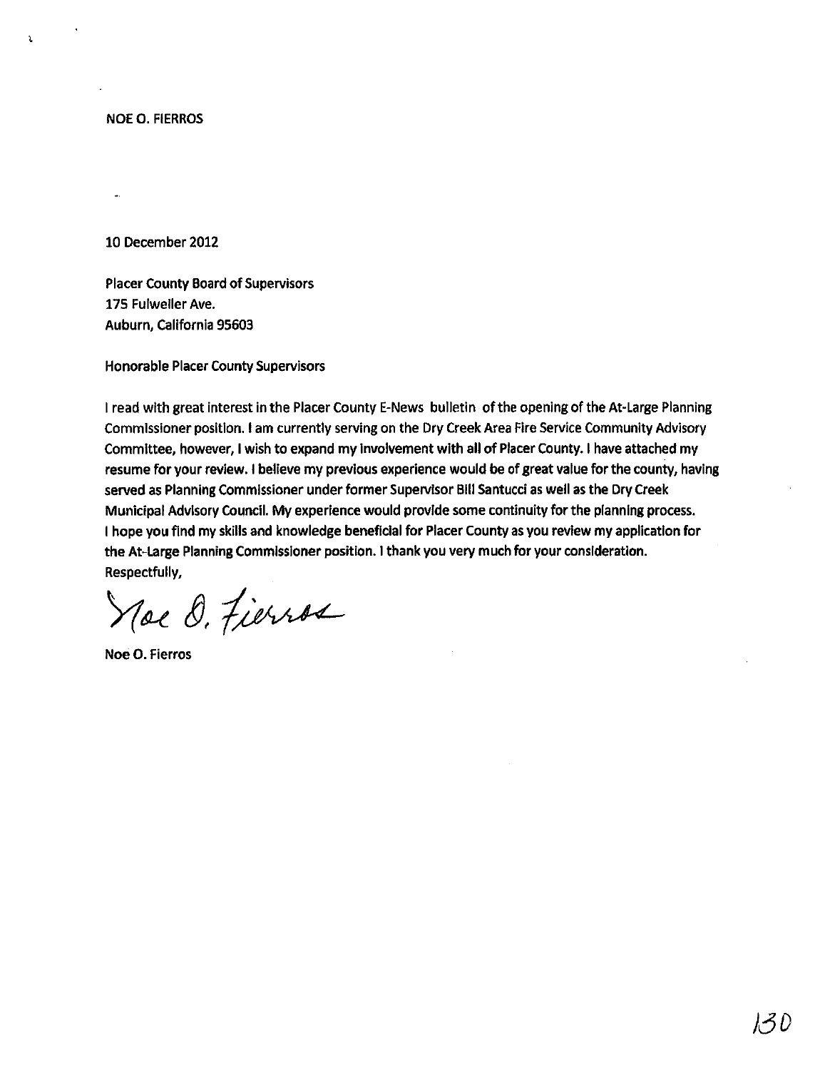NOE O. FIERROS

10 December 2012

Placer County Board of Supervisors
175 Fulweiler Ave.
Auburn, California 95603

Honorable Placer County Supervisors

I read with great interest in the Placer County E-News bulletin of the opening of the At-Large Planning Commissioner position. I am currently serving on the Dry Creek Area Fire Service Community Advisory Committee, however, I wish to expand my involvement with all of Placer County. I have attached my resume for your review. I believe my previous experience would be of great value for the county, having served as Planning Commissioner under former Supervisor Bill Santucci as well as the Dry Creek Municipal Advisory Council. My experience would provide some continuity for the planning process. I hope you find my skills and knowledge beneficial for Placer County as you review my application for the At-Large Planning Commissioner position. I thank you very much for your consideration.

Respectfully,

Noe O. Fierros

Noe O. Fierros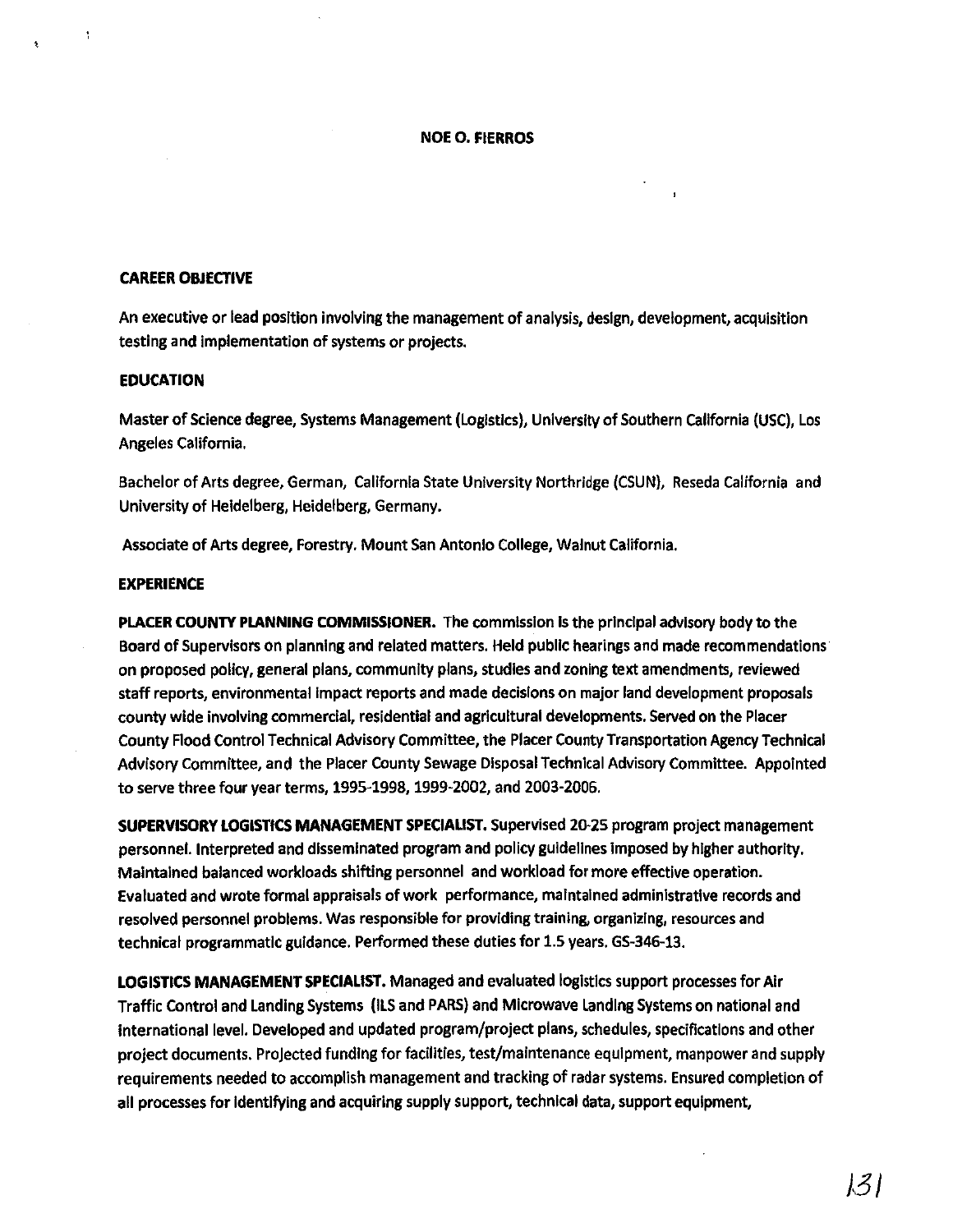**NOE O. FIERROS**

**CAREER OBJECTIVE**

An executive or lead position involving the management of analysis, design, development, acquisition testing and implementation of systems or projects.

**EDUCATION**

Master of Science degree, Systems Management (Logistics), University of Southern California (USC), Los Angeles California.

Bachelor of Arts degree, German, California State University Northridge (CSUN), Reseda California and University of Heidelberg, Heidelberg, Germany.

Associate of Arts degree, Forestry. Mount San Antonio College, Walnut California.

**EXPERIENCE**

**PLACER COUNTY PLANNING COMMISSIONER.** The commission is the principal advisory body to the Board of Supervisors on planning and related matters. Held public hearings and made recommendations on proposed policy, general plans, community plans, studies and zoning text amendments, reviewed staff reports, environmental impact reports and made decisions on major land development proposals county wide involving commercial, residential and agricultural developments. Served on the Placer County Flood Control Technical Advisory Committee, the Placer County Transportation Agency Technical Advisory Committee, and the Placer County Sewage Disposal Technical Advisory Committee. Appointed to serve three four year terms, 1995-1998, 1999-2002, and 2003-2006.

**SUPERVISORY LOGISTICS MANAGEMENT SPECIALIST.** Supervised 20-25 program project management personnel. Interpreted and disseminated program and policy guidelines imposed by higher authority. Maintained balanced workloads shifting personnel and workload for more effective operation. Evaluated and wrote formal appraisals of work performance, maintained administrative records and resolved personnel problems. Was responsible for providing training, organizing, resources and technical programmatic guidance. Performed these duties for 1.5 years. GS-346-13.

**LOGISTICS MANAGEMENT SPECIALIST.** Managed and evaluated logistics support processes for Air Traffic Control and Landing Systems (ILS and PARS) and Microwave Landing Systems on national and international level. Developed and updated program/project plans, schedules, specifications and other project documents. Projected funding for facilities, test/maintenance equipment, manpower and supply requirements needed to accomplish management and tracking of radar systems. Ensured completion of all processes for identifying and acquiring supply support, technical data, support equipment,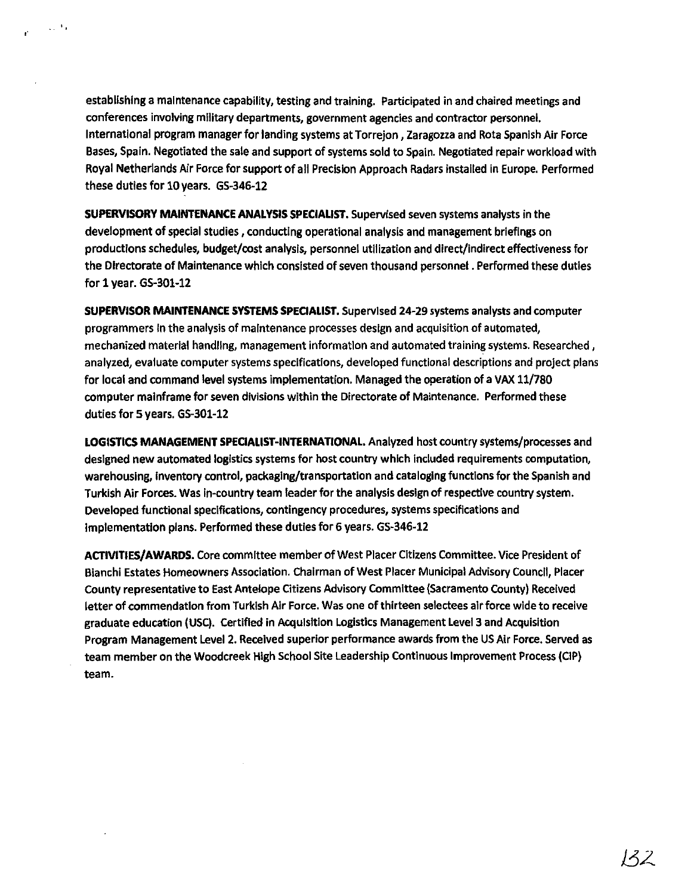establishing a maintenance capability, testing and training. Participated in and chaired meetings and conferences involving military departments, government agencies and contractor personnel. International program manager for landing systems at Torrejon , Zaragozza and Rota Spanish Air Force Bases, Spain. Negotiated the sale and support of systems sold to Spain. Negotiated repair workload with Royal Netherlands Air Force for support of all Precision Approach Radars installed in Europe. Performed these duties for 10 years. GS-346-12

**SUPERVISORY MAINTENANCE ANALYSIS SPECIALIST.** Supervised seven systems analysts in the development of special studies , conducting operational analysis and management briefings on productions schedules, budget/cost analysis, personnel utilization and direct/indirect effectiveness for the Directorate of Maintenance which consisted of seven thousand personnel . Performed these duties for 1 year. GS-301-12

**SUPERVISOR MAINTENANCE SYSTEMS SPECIALIST.** Supervised 24-29 systems analysts and computer programmers in the analysis of maintenance processes design and acquisition of automated, mechanized material handling, management information and automated training systems. Researched , analyzed, evaluate computer systems specifications, developed functional descriptions and project plans for local and command level systems implementation. Managed the operation of a VAX 11/780 computer mainframe for seven divisions within the Directorate of Maintenance. Performed these duties for 5 years. GS-301-12

**LOGISTICS MANAGEMENT SPECIALIST-INTERNATIONAL.** Analyzed host country systems/processes and designed new automated logistics systems for host country which included requirements computation, warehousing, inventory control, packaging/transportation and cataloging functions for the Spanish and Turkish Air Forces. Was in-country team leader for the analysis design of respective country system. Developed functional specifications, contingency procedures, systems specifications and implementation plans. Performed these duties for 6 years. GS-346-12

**ACTIVITIES/AWARDS.** Core committee member of West Placer Citizens Committee. Vice President of Bianchi Estates Homeowners Association. Chairman of West Placer Municipal Advisory Council, Placer County representative to East Antelope Citizens Advisory Committee (Sacramento County) Received letter of commendation from Turkish Air Force. Was one of thirteen selectees air force wide to receive graduate education (USC). Certified in Acquisition Logistics Management Level 3 and Acquisition Program Management Level 2. Received superior performance awards from the US Air Force. Served as team member on the Woodcreek High School Site Leadership Continuous Improvement Process (CIP) team.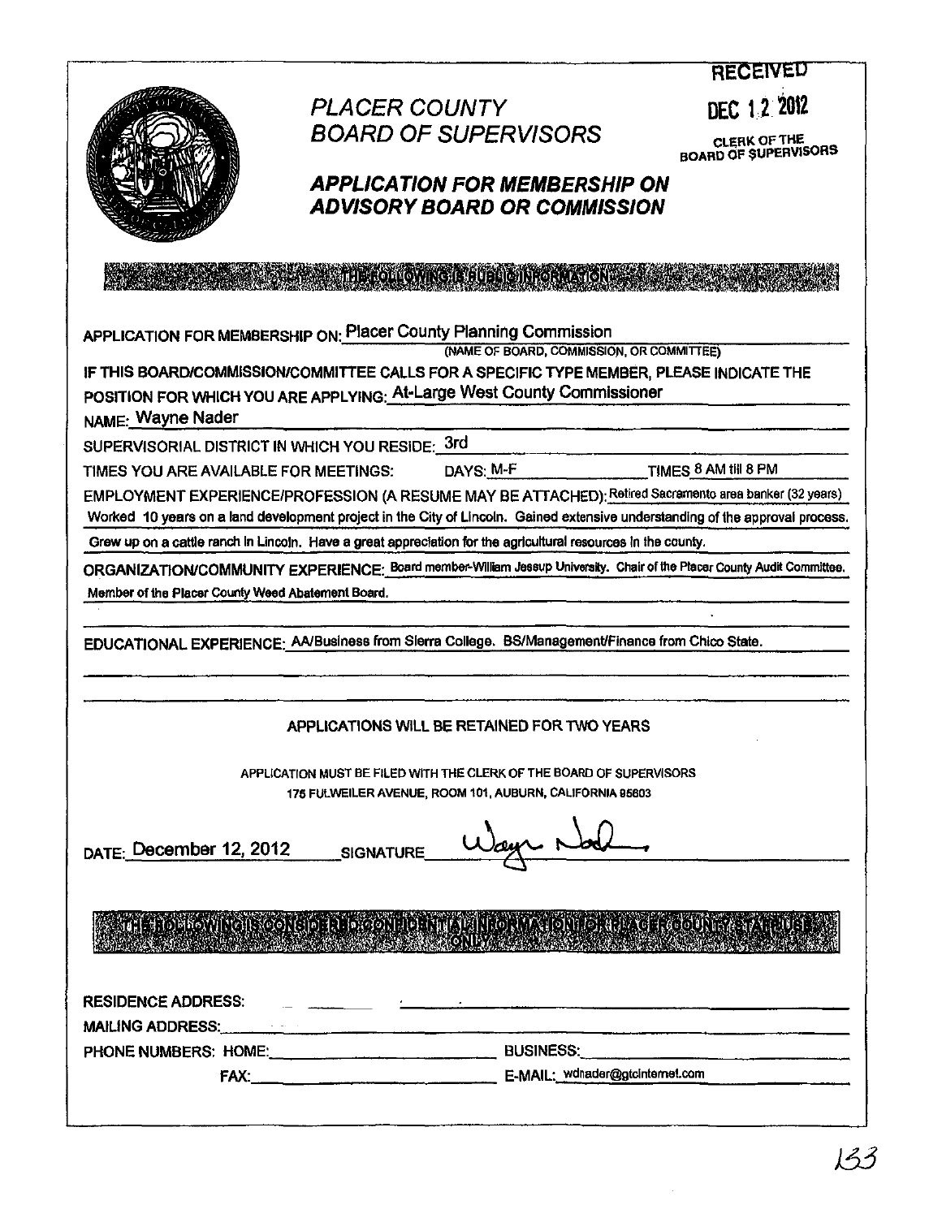**RECEIVED**

**DEC 12 2012**

CLERK OF THE BOARD OF SUPERVISORS

# *PLACER COUNTY BOARD OF SUPERVISORS*

## *APPLICATION FOR MEMBERSHIP ON ADVISORY BOARD OR COMMISSION*

**THE FOLLOWING IS PUBLIC INFORMATION**

APPLICATION FOR MEMBERSHIP ON: Placer County Planning Commission
(NAME OF BOARD, COMMISSION, OR COMMITTEE)

IF THIS BOARD/COMMISSION/COMMITTEE CALLS FOR A SPECIFIC TYPE MEMBER, PLEASE INDICATE THE POSITION FOR WHICH YOU ARE APPLYING: At-Large West County Commissioner

NAME: Wayne Nader

SUPERVISORIAL DISTRICT IN WHICH YOU RESIDE: 3rd

TIMES YOU ARE AVAILABLE FOR MEETINGS: DAYS: M-F TIMES 8 AM till 8 PM

EMPLOYMENT EXPERIENCE/PROFESSION (A RESUME MAY BE ATTACHED): Retired Sacramento area banker (32 years) Worked 10 years on a land development project in the City of Lincoln. Gained extensive understanding of the approval process. Grew up on a cattle ranch in Lincoln. Have a great appreciation for the agricultural resources in the county.

ORGANIZATION/COMMUNITY EXPERIENCE: Board member-William Jessup University. Chair of the Placer County Audit Committee. Member of the Placer County Weed Abatement Board.

EDUCATIONAL EXPERIENCE: AA/Business from Sierra College. BS/Management/Finance from Chico State.

APPLICATIONS WILL BE RETAINED FOR TWO YEARS

APPLICATION MUST BE FILED WITH THE CLERK OF THE BOARD OF SUPERVISORS
175 FULWEILER AVENUE, ROOM 101, AUBURN, CALIFORNIA 95603

DATE: December 12, 2012 SIGNATURE Wayne Nader

**THE FOLLOWING IS CONSIDERED CONFIDENTIAL INFORMATION FOR PLACER COUNTY STAFF USE ONLY**

RESIDENCE ADDRESS:

MAILING ADDRESS:

PHONE NUMBERS: HOME: BUSINESS:

FAX: E-MAIL: wdnader@gtcinternet.com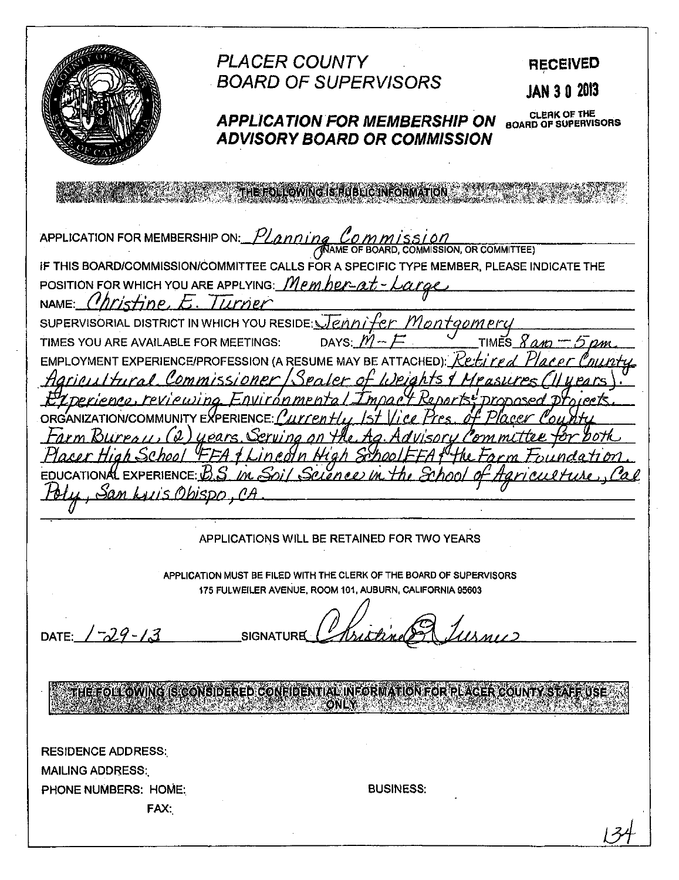# PLACER COUNTY BOARD OF SUPERVISORS

**RECEIVED**
**JAN 30 2013**
CLERK OF THE BOARD OF SUPERVISORS

## APPLICATION FOR MEMBERSHIP ON ADVISORY BOARD OR COMMISSION

**THE FOLLOWING IS PUBLIC INFORMATION**

APPLICATION FOR MEMBERSHIP ON: Planning Commission
(NAME OF BOARD, COMMISSION, OR COMMITTEE)

IF THIS BOARD/COMMISSION/COMMITTEE CALLS FOR A SPECIFIC TYPE MEMBER, PLEASE INDICATE THE POSITION FOR WHICH YOU ARE APPLYING: Member-at-Large

NAME: Christine E. Turner

SUPERVISORIAL DISTRICT IN WHICH YOU RESIDE: Jennifer Montgomery

TIMES YOU ARE AVAILABLE FOR MEETINGS: DAYS: M – F TIMES 8 am – 5 pm.

EMPLOYMENT EXPERIENCE/PROFESSION (A RESUME MAY BE ATTACHED): Retired Placer County Agricultural Commissioner/Sealer of Weights & Measures (11 years). Experience reviewing Environmental Impact Reports & proposed projects.

ORGANIZATION/COMMUNITY EXPERIENCE: Currently 1st Vice Pres. of Placer County Farm Bureau, (2) years. Serving on the Ag. Advisory Committee for both Placer High School FFA & Lincoln High School FFA & the Farm Foundation.

EDUCATIONAL EXPERIENCE: B.S in Soil Science in the School of Agriculture, Cal Poly, San Luis Obispo, CA.

APPLICATIONS WILL BE RETAINED FOR TWO YEARS

APPLICATION MUST BE FILED WITH THE CLERK OF THE BOARD OF SUPERVISORS
175 FULWEILER AVENUE, ROOM 101, AUBURN, CALIFORNIA 95603

DATE: 1-29-13 SIGNATURE: Christine E. Turner

**THE FOLLOWING IS CONSIDERED CONFIDENTIAL INFORMATION FOR PLACER COUNTY STAFF USE ONLY**

RESIDENCE ADDRESS:
MAILING ADDRESS:
PHONE NUMBERS: HOME: BUSINESS:
FAX: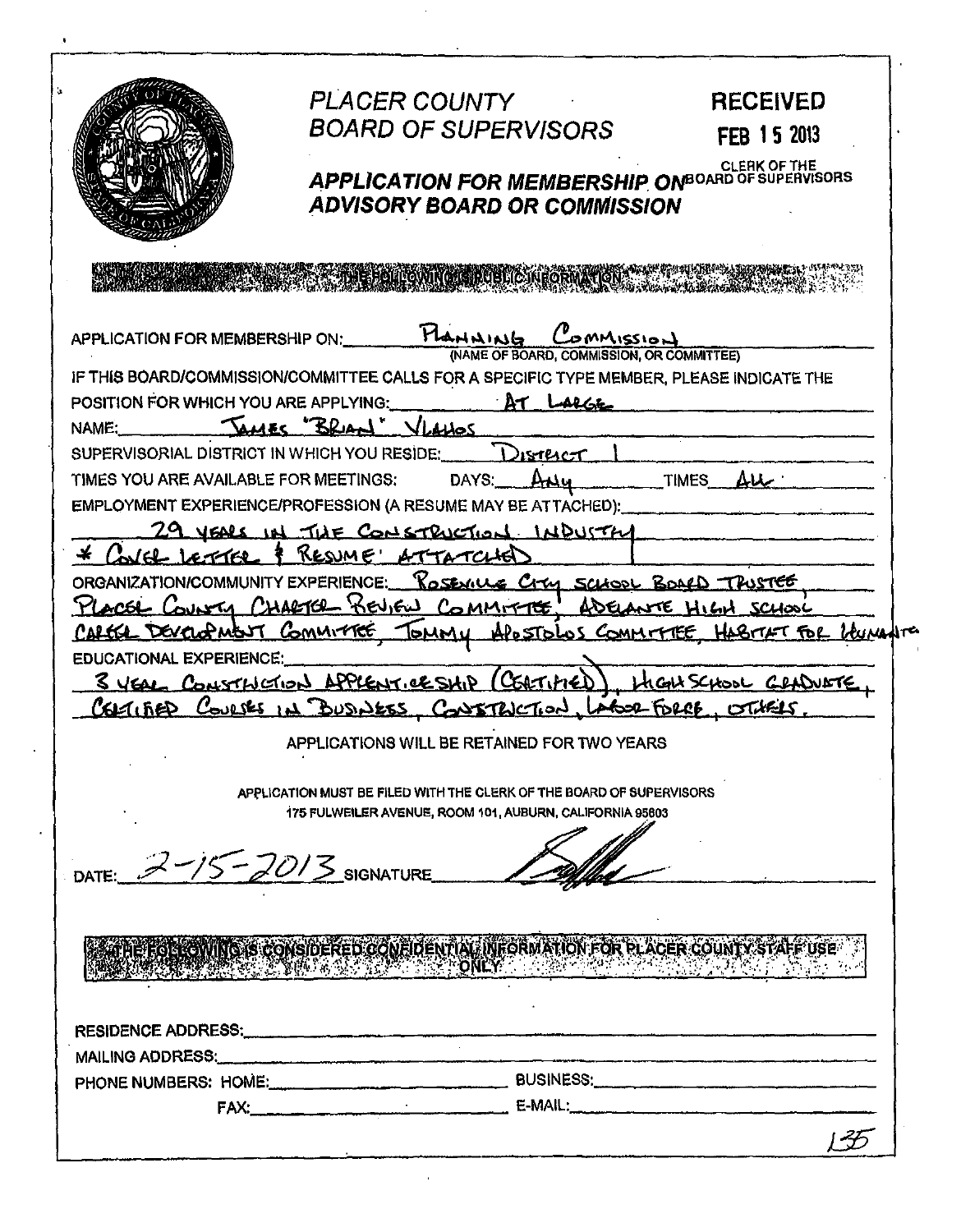# PLACER COUNTY BOARD OF SUPERVISORS

**RECEIVED**
**FEB 15 2013**
CLERK OF THE BOARD OF SUPERVISORS

## APPLICATION FOR MEMBERSHIP ON ADVISORY BOARD OR COMMISSION

**THE FOLLOWING IS PUBLIC INFORMATION**

APPLICATION FOR MEMBERSHIP ON: Planning Commission
(NAME OF BOARD, COMMISSION, OR COMMITTEE)

IF THIS BOARD/COMMISSION/COMMITTEE CALLS FOR A SPECIFIC TYPE MEMBER, PLEASE INDICATE THE POSITION FOR WHICH YOU ARE APPLYING: At Large

NAME: James "Brian" Vlahos

SUPERVISORIAL DISTRICT IN WHICH YOU RESIDE: District 1

TIMES YOU ARE AVAILABLE FOR MEETINGS: DAYS: Any TIMES: All

EMPLOYMENT EXPERIENCE/PROFESSION (A RESUME MAY BE ATTACHED):
29 years in the Construction Industry
* Cover Letter & Resume' Attatched

ORGANIZATION/COMMUNITY EXPERIENCE: Roseville City School Board Trustee, Placer County Charter Review Committee, Adelante High School Career Development Committee, Tommy Apostolos Committee, Habitat for Humanity

EDUCATIONAL EXPERIENCE:
3 year Construction Apprenticeship (Certified), High School Graduate, Certified Courses in Business, Construction, Labor Force, Others.

APPLICATIONS WILL BE RETAINED FOR TWO YEARS

APPLICATION MUST BE FILED WITH THE CLERK OF THE BOARD OF SUPERVISORS
175 FULWEILER AVENUE, ROOM 101, AUBURN, CALIFORNIA 95603

DATE: 2-15-2013 SIGNATURE: [signature]

**THE FOLLOWING IS CONSIDERED CONFIDENTIAL INFORMATION FOR PLACER COUNTY STAFF USE ONLY**

RESIDENCE ADDRESS:

MAILING ADDRESS:

PHONE NUMBERS: HOME: BUSINESS:

FAX: E-MAIL: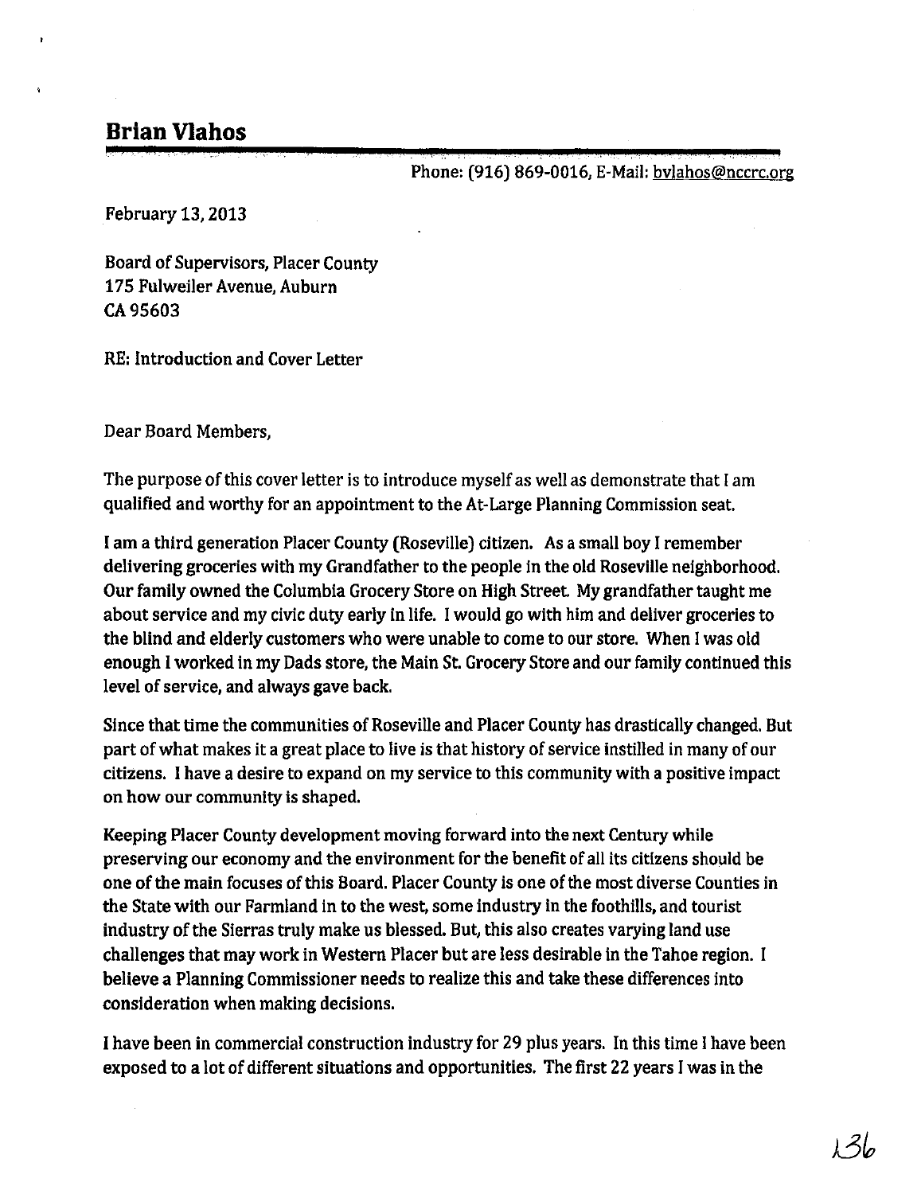# Brian Vlahos

Phone: (916) 869-0016, E-Mail: bvlahos@nccrc.org

February 13, 2013

Board of Supervisors, Placer County
175 Fulweiler Avenue, Auburn
CA 95603

RE: Introduction and Cover Letter

Dear Board Members,

The purpose of this cover letter is to introduce myself as well as demonstrate that I am qualified and worthy for an appointment to the At-Large Planning Commission seat.

I am a third generation Placer County (Roseville) citizen. As a small boy I remember delivering groceries with my Grandfather to the people in the old Roseville neighborhood. Our family owned the Columbia Grocery Store on High Street. My grandfather taught me about service and my civic duty early in life. I would go with him and deliver groceries to the blind and elderly customers who were unable to come to our store. When I was old enough I worked in my Dads store, the Main St. Grocery Store and our family continued this level of service, and always gave back.

Since that time the communities of Roseville and Placer County has drastically changed. But part of what makes it a great place to live is that history of service instilled in many of our citizens. I have a desire to expand on my service to this community with a positive impact on how our community is shaped.

Keeping Placer County development moving forward into the next Century while preserving our economy and the environment for the benefit of all its citizens should be one of the main focuses of this Board. Placer County is one of the most diverse Counties in the State with our Farmland in to the west, some industry in the foothills, and tourist industry of the Sierras truly make us blessed. But, this also creates varying land use challenges that may work in Western Placer but are less desirable in the Tahoe region. I believe a Planning Commissioner needs to realize this and take these differences into consideration when making decisions.

I have been in commercial construction industry for 29 plus years. In this time I have been exposed to a lot of different situations and opportunities. The first 22 years I was in the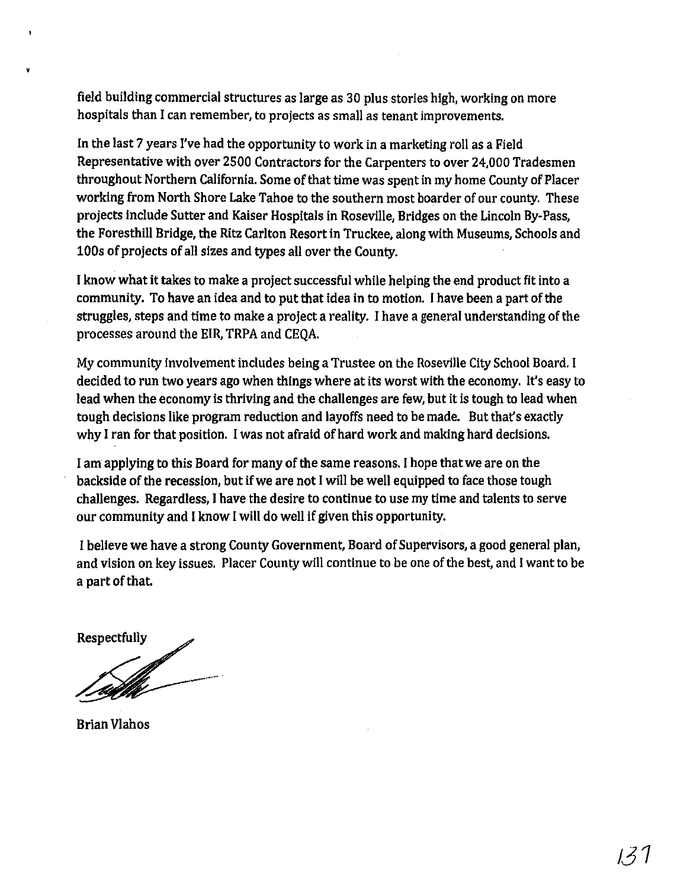field building commercial structures as large as 30 plus stories high, working on more hospitals than I can remember, to projects as small as tenant improvements.

In the last 7 years I've had the opportunity to work in a marketing roll as a Field Representative with over 2500 Contractors for the Carpenters to over 24,000 Tradesmen throughout Northern California. Some of that time was spent in my home County of Placer working from North Shore Lake Tahoe to the southern most boarder of our county. These projects include Sutter and Kaiser Hospitals in Roseville, Bridges on the Lincoln By-Pass, the Foresthill Bridge, the Ritz Carlton Resort in Truckee, along with Museums, Schools and 100s of projects of all sizes and types all over the County.

I know what it takes to make a project successful while helping the end product fit into a community. To have an idea and to put that idea in to motion. I have been a part of the struggles, steps and time to make a project a reality. I have a general understanding of the processes around the EIR, TRPA and CEQA.

My community involvement includes being a Trustee on the Roseville City School Board. I decided to run two years ago when things where at its worst with the economy. It's easy to lead when the economy is thriving and the challenges are few, but it is tough to lead when tough decisions like program reduction and layoffs need to be made. But that's exactly why I ran for that position. I was not afraid of hard work and making hard decisions.

I am applying to this Board for many of the same reasons. I hope that we are on the backside of the recession, but if we are not I will be well equipped to face those tough challenges. Regardless, I have the desire to continue to use my time and talents to serve our community and I know I will do well if given this opportunity.

I believe we have a strong County Government, Board of Supervisors, a good general plan, and vision on key issues. Placer County will continue to be one of the best, and I want to be a part of that.

Respectfully

Brian Vlahos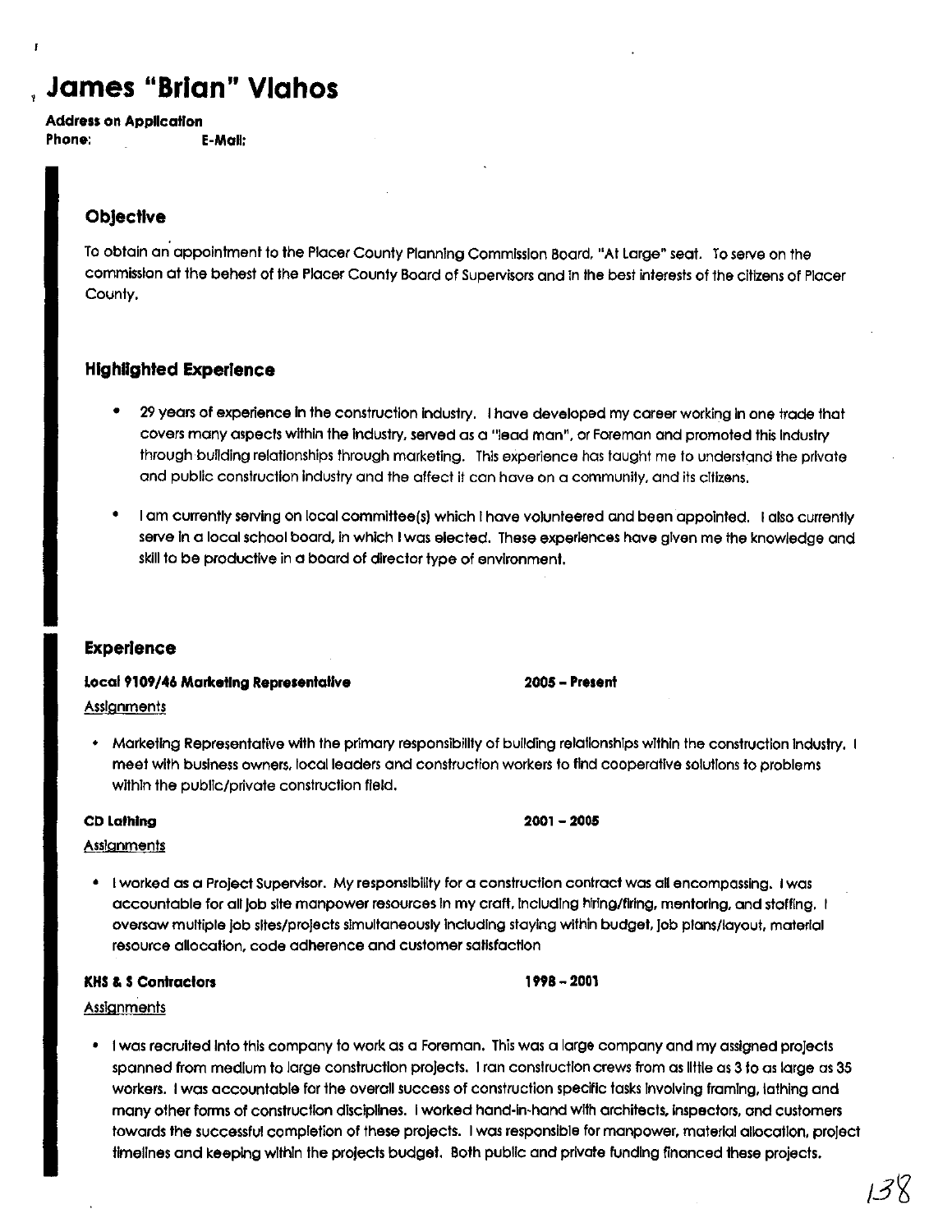# James "Brian" Vlahos

**Address on Application**
**Phone:** **E-Mail:**

## Objective

To obtain an appointment to the Placer County Planning Commission Board, "At Large" seat. To serve on the commission at the behest of the Placer County Board of Supervisors and in the best interests of the citizens of Placer County.

## Highlighted Experience

- 29 years of experience in the construction industry. I have developed my career working in one trade that covers many aspects within the industry, served as a "lead man", or Foreman and promoted this industry through building relationships through marketing. This experience has taught me to understand the private and public construction industry and the affect it can have on a community, and its citizens.

- I am currently serving on local committee(s) which I have volunteered and been appointed. I also currently serve in a local school board, in which I was elected. These experiences have given me the knowledge and skill to be productive in a board of director type of environment.

## Experience

**Local 9109/46 Marketing Representative** **2005 – Present**

Assignments

- Marketing Representative with the primary responsibility of building relationships within the construction industry. I meet with business owners, local leaders and construction workers to find cooperative solutions to problems within the public/private construction field.

**CD Lathing** **2001 – 2005**

Assignments

- I worked as a Project Supervisor. My responsibility for a construction contract was all encompassing. I was accountable for all job site manpower resources in my craft, including hiring/firing, mentoring, and staffing. I oversaw multiple job sites/projects simultaneously including staying within budget, job plans/layout, material resource allocation, code adherence and customer satisfaction

**KHS & S Contractors** **1998 – 2001**

Assignments

- I was recruited into this company to work as a Foreman. This was a large company and my assigned projects spanned from medium to large construction projects. I ran construction crews from as little as 3 to as large as 35 workers. I was accountable for the overall success of construction specific tasks involving framing, lathing and many other forms of construction disciplines. I worked hand-in-hand with architects, inspectors, and customers towards the successful completion of these projects. I was responsible for manpower, material allocation, project timelines and keeping within the projects budget. Both public and private funding financed these projects.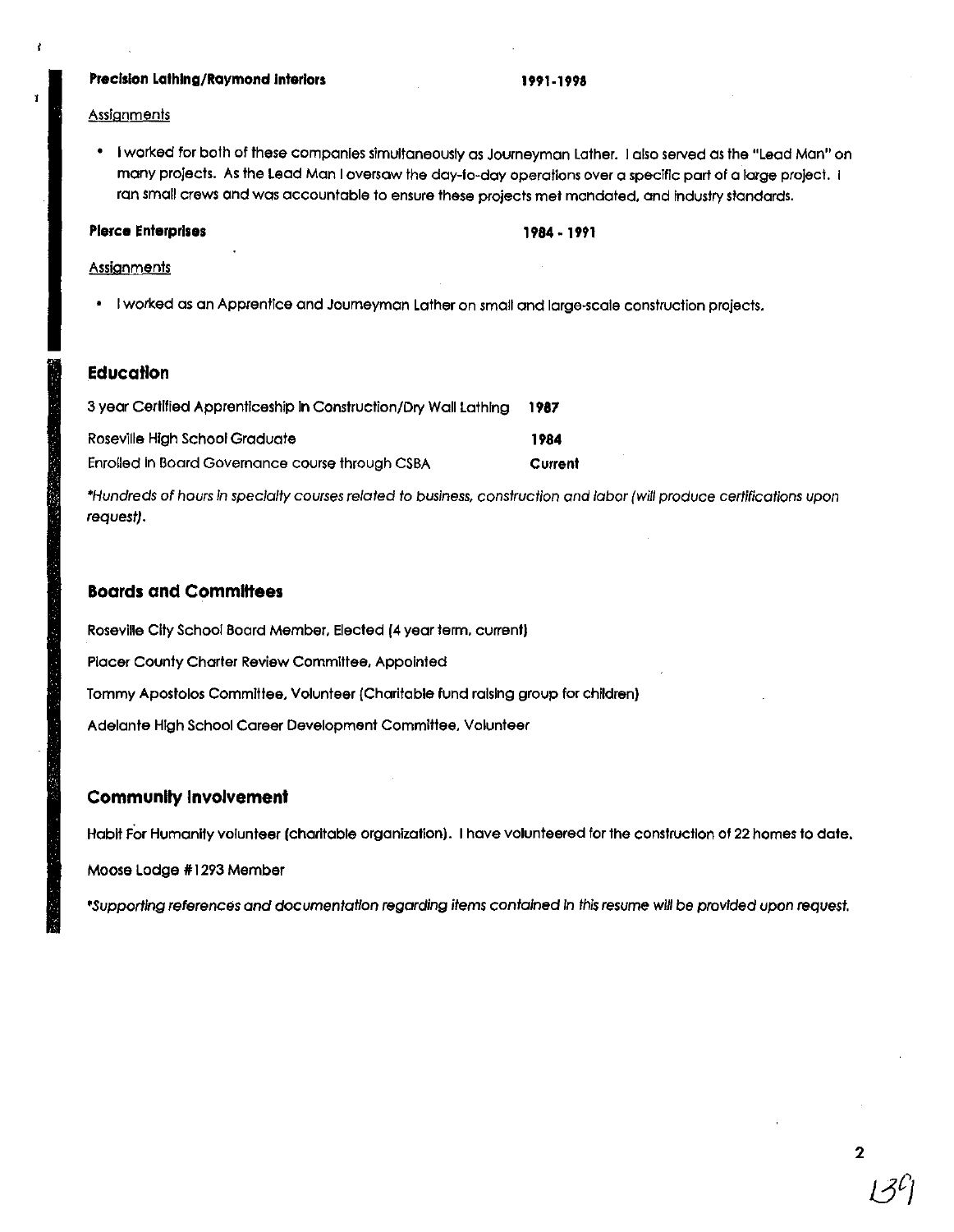**Precision Lathing/Raymond Interiors** 1991-1998

Assignments

- I worked for both of these companies simultaneously as Journeyman Lather. I also served as the "Lead Man" on many projects. As the Lead Man I oversaw the day-to-day operations over a specific part of a large project. I ran small crews and was accountable to ensure these projects met mandated, and industry standards.

**Pierce Enterprises** 1984 - 1991

Assignments

- I worked as an Apprentice and Journeyman Lather on small and large-scale construction projects.

## Education

| | |
|---|---|
| 3 year Certified Apprenticeship in Construction/Dry Wall Lathing | **1987** |
| Roseville High School Graduate | **1984** |
| Enrolled in Board Governance course through CSBA | **Current** |

*\*Hundreds of hours in specialty courses related to business, construction and labor (will produce certifications upon request).*

## Boards and Committees

Roseville City School Board Member, Elected (4 year term, current)

Placer County Charter Review Committee, Appointed

Tommy Apostolos Committee, Volunteer (Charitable fund raising group for children)

Adelante High School Career Development Committee, Volunteer

## Community Involvement

Habit For Humanity volunteer (charitable organization). I have volunteered for the construction of 22 homes to date.

Moose Lodge #1293 Member

*\*Supporting references and documentation regarding items contained in this resume will be provided upon request.*